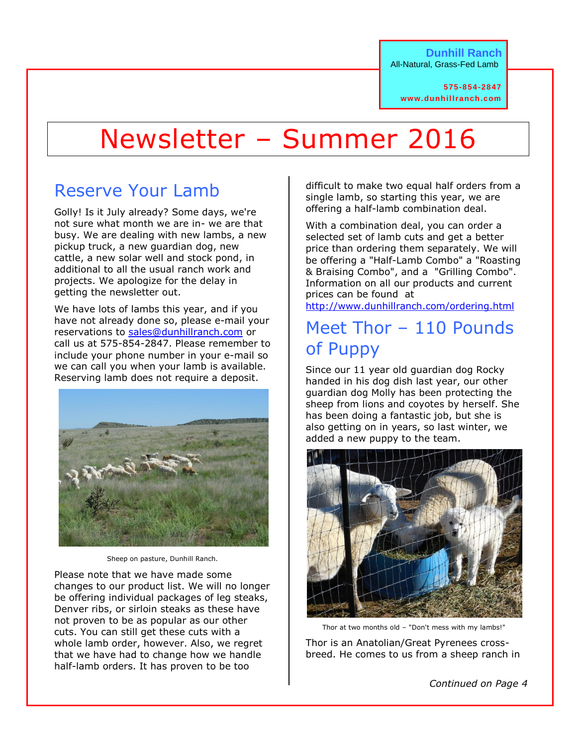**Dunhill Ranch**
All-Natural, Grass-Fed Lamb

**575-854-2847**
**www.dunhillranch.com**

# Newsletter – Summer 2016

## Reserve Your Lamb

Golly! Is it July already? Some days, we're not sure what month we are in- we are that busy. We are dealing with new lambs, a new pickup truck, a new guardian dog, new cattle, a new solar well and stock pond, in additional to all the usual ranch work and projects. We apologize for the delay in getting the newsletter out.

We have lots of lambs this year, and if you have not already done so, please e-mail your reservations to sales@dunhillranch.com or call us at 575-854-2847. Please remember to include your phone number in your e-mail so we can call you when your lamb is available. Reserving lamb does not require a deposit.

Sheep on pasture, Dunhill Ranch.

Please note that we have made some changes to our product list. We will no longer be offering individual packages of leg steaks, Denver ribs, or sirloin steaks as these have not proven to be as popular as our other cuts. You can still get these cuts with a whole lamb order, however. Also, we regret that we have had to change how we handle half-lamb orders. It has proven to be too difficult to make two equal half orders from a single lamb, so starting this year, we are offering a half-lamb combination deal.

With a combination deal, you can order a selected set of lamb cuts and get a better price than ordering them separately. We will be offering a "Half-Lamb Combo" a "Roasting & Braising Combo", and a "Grilling Combo". Information on all our products and current prices can be found at http://www.dunhillranch.com/ordering.html

## Meet Thor – 110 Pounds of Puppy

Since our 11 year old guardian dog Rocky handed in his dog dish last year, our other guardian dog Molly has been protecting the sheep from lions and coyotes by herself. She has been doing a fantastic job, but she is also getting on in years, so last winter, we added a new puppy to the team.

Thor at two months old – "Don't mess with my lambs!"

Thor is an Anatolian/Great Pyrenees cross-breed. He comes to us from a sheep ranch in

*Continued on Page 4*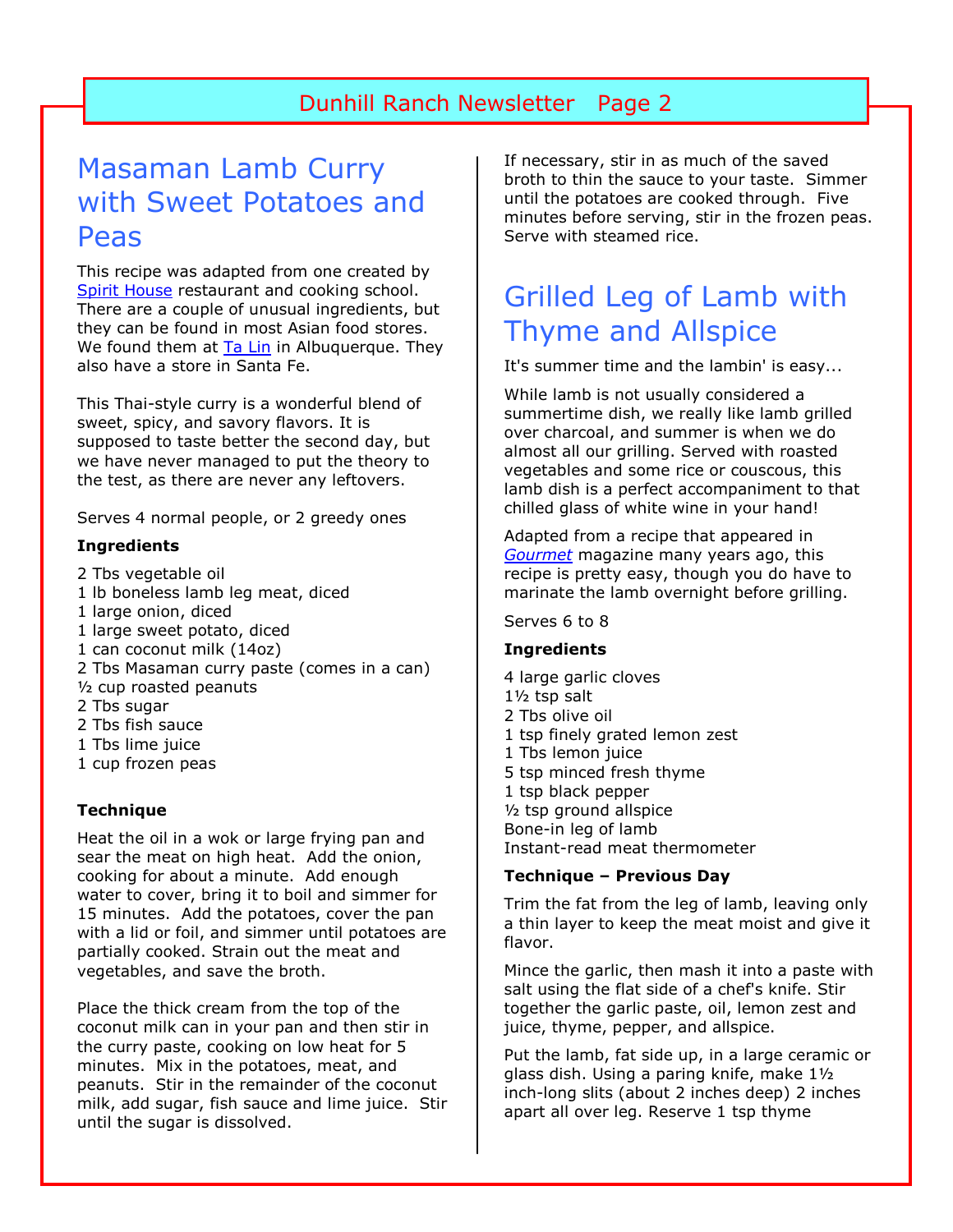## Masaman Lamb Curry with Sweet Potatoes and Peas

This recipe was adapted from one created by Spirit House restaurant and cooking school. There are a couple of unusual ingredients, but they can be found in most Asian food stores. We found them at Ta Lin in Albuquerque. They also have a store in Santa Fe.

This Thai-style curry is a wonderful blend of sweet, spicy, and savory flavors. It is supposed to taste better the second day, but we have never managed to put the theory to the test, as there are never any leftovers.

Serves 4 normal people, or 2 greedy ones

**Ingredients**

2 Tbs vegetable oil
1 lb boneless lamb leg meat, diced
1 large onion, diced
1 large sweet potato, diced
1 can coconut milk (14oz)
2 Tbs Masaman curry paste (comes in a can)
½ cup roasted peanuts
2 Tbs sugar
2 Tbs fish sauce
1 Tbs lime juice
1 cup frozen peas

**Technique**

Heat the oil in a wok or large frying pan and sear the meat on high heat. Add the onion, cooking for about a minute. Add enough water to cover, bring it to boil and simmer for 15 minutes. Add the potatoes, cover the pan with a lid or foil, and simmer until potatoes are partially cooked. Strain out the meat and vegetables, and save the broth.

Place the thick cream from the top of the coconut milk can in your pan and then stir in the curry paste, cooking on low heat for 5 minutes. Mix in the potatoes, meat, and peanuts. Stir in the remainder of the coconut milk, add sugar, fish sauce and lime juice. Stir until the sugar is dissolved.

If necessary, stir in as much of the saved broth to thin the sauce to your taste. Simmer until the potatoes are cooked through. Five minutes before serving, stir in the frozen peas. Serve with steamed rice.

## Grilled Leg of Lamb with Thyme and Allspice

It's summer time and the lambin' is easy...

While lamb is not usually considered a summertime dish, we really like lamb grilled over charcoal, and summer is when we do almost all our grilling. Served with roasted vegetables and some rice or couscous, this lamb dish is a perfect accompaniment to that chilled glass of white wine in your hand!

Adapted from a recipe that appeared in *Gourmet* magazine many years ago, this recipe is pretty easy, though you do have to marinate the lamb overnight before grilling.

Serves 6 to 8

**Ingredients**

4 large garlic cloves
1½ tsp salt
2 Tbs olive oil
1 tsp finely grated lemon zest
1 Tbs lemon juice
5 tsp minced fresh thyme
1 tsp black pepper
½ tsp ground allspice
Bone-in leg of lamb
Instant-read meat thermometer

**Technique – Previous Day**

Trim the fat from the leg of lamb, leaving only a thin layer to keep the meat moist and give it flavor.

Mince the garlic, then mash it into a paste with salt using the flat side of a chef's knife. Stir together the garlic paste, oil, lemon zest and juice, thyme, pepper, and allspice.

Put the lamb, fat side up, in a large ceramic or glass dish. Using a paring knife, make 1½ inch-long slits (about 2 inches deep) 2 inches apart all over leg. Reserve 1 tsp thyme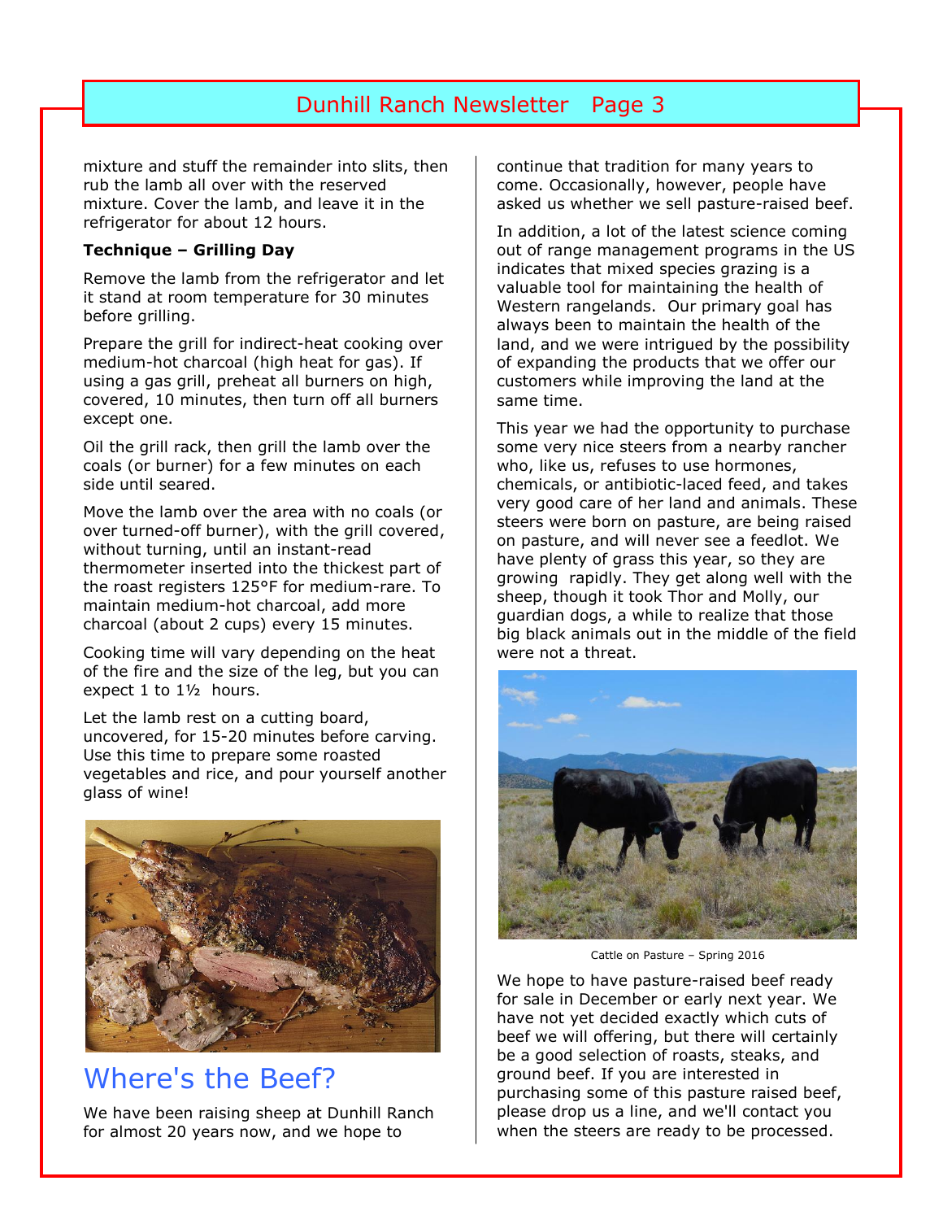mixture and stuff the remainder into slits, then rub the lamb all over with the reserved mixture. Cover the lamb, and leave it in the refrigerator for about 12 hours.

**Technique – Grilling Day**

Remove the lamb from the refrigerator and let it stand at room temperature for 30 minutes before grilling.

Prepare the grill for indirect-heat cooking over medium-hot charcoal (high heat for gas). If using a gas grill, preheat all burners on high, covered, 10 minutes, then turn off all burners except one.

Oil the grill rack, then grill the lamb over the coals (or burner) for a few minutes on each side until seared.

Move the lamb over the area with no coals (or over turned-off burner), with the grill covered, without turning, until an instant-read thermometer inserted into the thickest part of the roast registers 125°F for medium-rare. To maintain medium-hot charcoal, add more charcoal (about 2 cups) every 15 minutes.

Cooking time will vary depending on the heat of the fire and the size of the leg, but you can expect 1 to 1½ hours.

Let the lamb rest on a cutting board, uncovered, for 15-20 minutes before carving. Use this time to prepare some roasted vegetables and rice, and pour yourself another glass of wine!

# Where's the Beef?

We have been raising sheep at Dunhill Ranch for almost 20 years now, and we hope to continue that tradition for many years to come. Occasionally, however, people have asked us whether we sell pasture-raised beef.

In addition, a lot of the latest science coming out of range management programs in the US indicates that mixed species grazing is a valuable tool for maintaining the health of Western rangelands. Our primary goal has always been to maintain the health of the land, and we were intrigued by the possibility of expanding the products that we offer our customers while improving the land at the same time.

This year we had the opportunity to purchase some very nice steers from a nearby rancher who, like us, refuses to use hormones, chemicals, or antibiotic-laced feed, and takes very good care of her land and animals. These steers were born on pasture, are being raised on pasture, and will never see a feedlot. We have plenty of grass this year, so they are growing rapidly. They get along well with the sheep, though it took Thor and Molly, our guardian dogs, a while to realize that those big black animals out in the middle of the field were not a threat.

Cattle on Pasture – Spring 2016

We hope to have pasture-raised beef ready for sale in December or early next year. We have not yet decided exactly which cuts of beef we will offering, but there will certainly be a good selection of roasts, steaks, and ground beef. If you are interested in purchasing some of this pasture raised beef, please drop us a line, and we'll contact you when the steers are ready to be processed.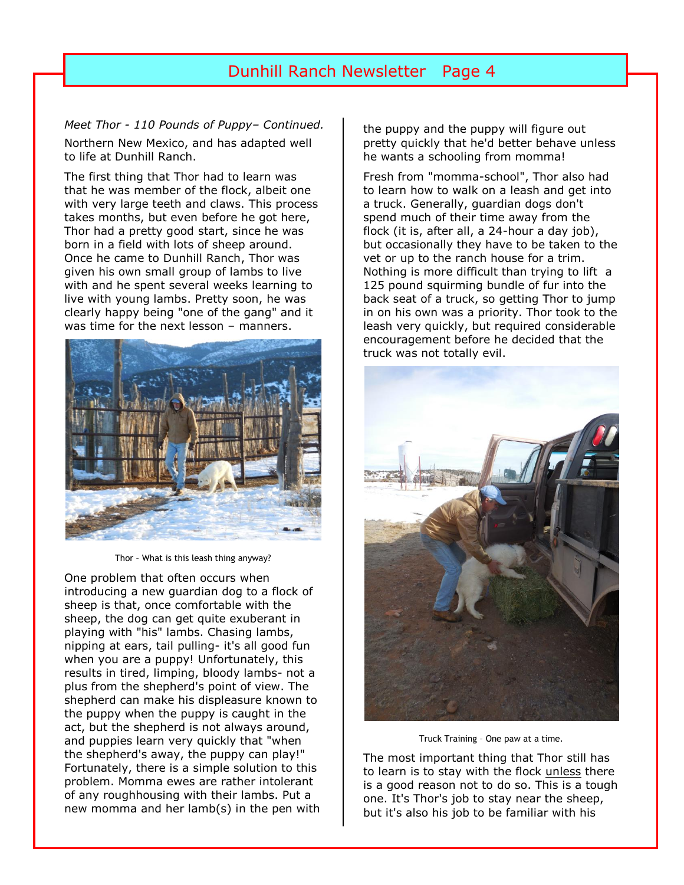*Meet Thor - 110 Pounds of Puppy– Continued.*

Northern New Mexico, and has adapted well to life at Dunhill Ranch.

The first thing that Thor had to learn was that he was member of the flock, albeit one with very large teeth and claws. This process takes months, but even before he got here, Thor had a pretty good start, since he was born in a field with lots of sheep around. Once he came to Dunhill Ranch, Thor was given his own small group of lambs to live with and he spent several weeks learning to live with young lambs. Pretty soon, he was clearly happy being "one of the gang" and it was time for the next lesson – manners.

Thor – What is this leash thing anyway?

One problem that often occurs when introducing a new guardian dog to a flock of sheep is that, once comfortable with the sheep, the dog can get quite exuberant in playing with "his" lambs. Chasing lambs, nipping at ears, tail pulling- it's all good fun when you are a puppy! Unfortunately, this results in tired, limping, bloody lambs- not a plus from the shepherd's point of view. The shepherd can make his displeasure known to the puppy when the puppy is caught in the act, but the shepherd is not always around, and puppies learn very quickly that "when the shepherd's away, the puppy can play!" Fortunately, there is a simple solution to this problem. Momma ewes are rather intolerant of any roughhousing with their lambs. Put a new momma and her lamb(s) in the pen with the puppy and the puppy will figure out pretty quickly that he'd better behave unless he wants a schooling from momma!

Fresh from "momma-school", Thor also had to learn how to walk on a leash and get into a truck. Generally, guardian dogs don't spend much of their time away from the flock (it is, after all, a 24-hour a day job), but occasionally they have to be taken to the vet or up to the ranch house for a trim. Nothing is more difficult than trying to lift a 125 pound squirming bundle of fur into the back seat of a truck, so getting Thor to jump in on his own was a priority. Thor took to the leash very quickly, but required considerable encouragement before he decided that the truck was not totally evil.

Truck Training – One paw at a time.

The most important thing that Thor still has to learn is to stay with the flock unless there is a good reason not to do so. This is a tough one. It's Thor's job to stay near the sheep, but it's also his job to be familiar with his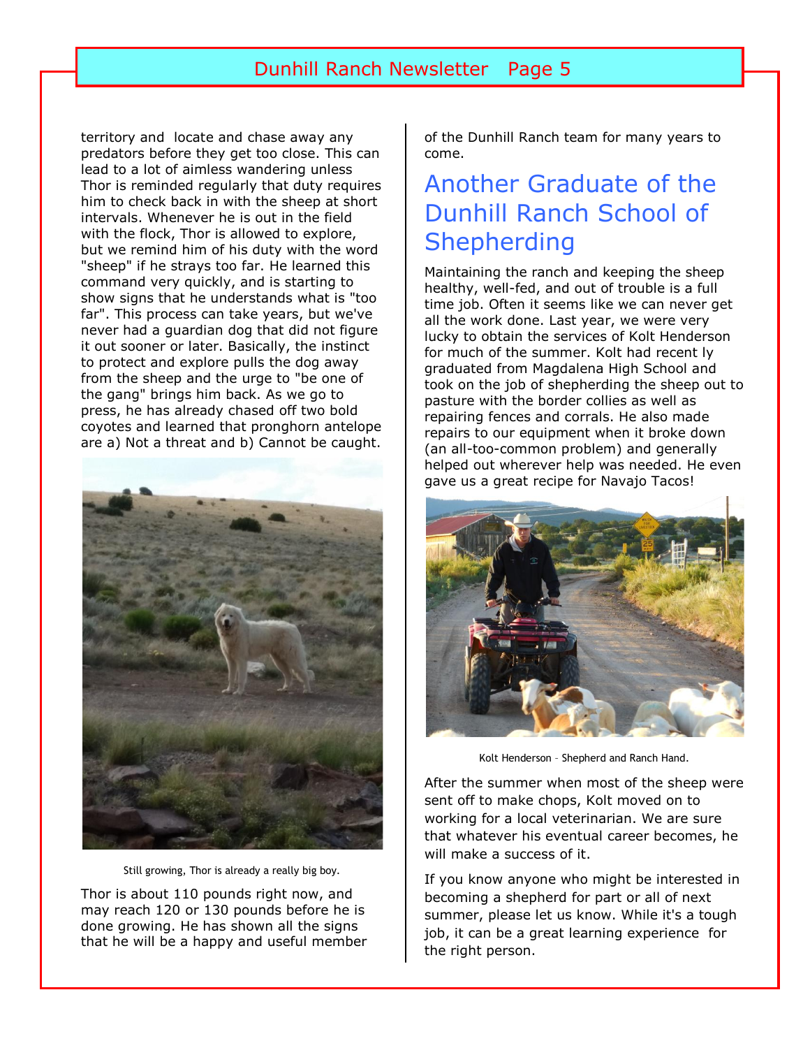territory and locate and chase away any predators before they get too close. This can lead to a lot of aimless wandering unless Thor is reminded regularly that duty requires him to check back in with the sheep at short intervals. Whenever he is out in the field with the flock, Thor is allowed to explore, but we remind him of his duty with the word "sheep" if he strays too far. He learned this command very quickly, and is starting to show signs that he understands what is "too far". This process can take years, but we've never had a guardian dog that did not figure it out sooner or later. Basically, the instinct to protect and explore pulls the dog away from the sheep and the urge to "be one of the gang" brings him back. As we go to press, he has already chased off two bold coyotes and learned that pronghorn antelope are a) Not a threat and b) Cannot be caught.

Still growing, Thor is already a really big boy.

Thor is about 110 pounds right now, and may reach 120 or 130 pounds before he is done growing. He has shown all the signs that he will be a happy and useful member of the Dunhill Ranch team for many years to come.

## Another Graduate of the Dunhill Ranch School of Shepherding

Maintaining the ranch and keeping the sheep healthy, well-fed, and out of trouble is a full time job. Often it seems like we can never get all the work done. Last year, we were very lucky to obtain the services of Kolt Henderson for much of the summer. Kolt had recent ly graduated from Magdalena High School and took on the job of shepherding the sheep out to pasture with the border collies as well as repairing fences and corrals. He also made repairs to our equipment when it broke down (an all-too-common problem) and generally helped out wherever help was needed. He even gave us a great recipe for Navajo Tacos!

Kolt Henderson – Shepherd and Ranch Hand.

After the summer when most of the sheep were sent off to make chops, Kolt moved on to working for a local veterinarian. We are sure that whatever his eventual career becomes, he will make a success of it.

If you know anyone who might be interested in becoming a shepherd for part or all of next summer, please let us know. While it's a tough job, it can be a great learning experience for the right person.